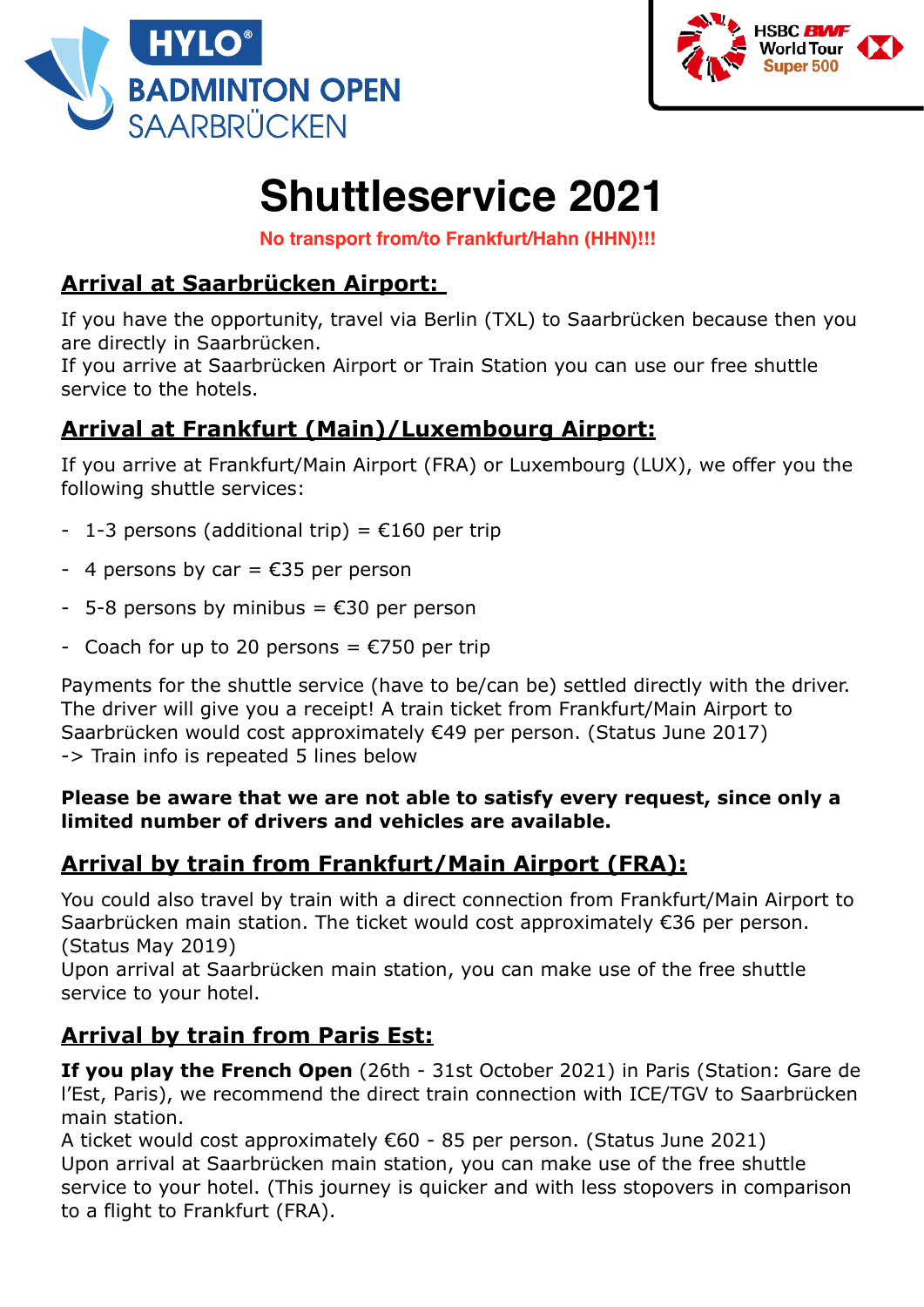HYLO® BADMINTON OPEN SAARBRÜCKEN

HSBC BWF World Tour Super 500

# Shuttleservice 2021

**No transport from/to Frankfurt/Hahn (HHN)!!!**

## Arrival at Saarbrücken Airport:

If you have the opportunity, travel via Berlin (TXL) to Saarbrücken because then you are directly in Saarbrücken.
If you arrive at Saarbrücken Airport or Train Station you can use our free shuttle service to the hotels.

## Arrival at Frankfurt (Main)/Luxembourg Airport:

If you arrive at Frankfurt/Main Airport (FRA) or Luxembourg (LUX), we offer you the following shuttle services:

- 1-3 persons (additional trip) = €160 per trip
- 4 persons by car = €35 per person
- 5-8 persons by minibus = €30 per person
- Coach for up to 20 persons = €750 per trip

Payments for the shuttle service (have to be/can be) settled directly with the driver. The driver will give you a receipt! A train ticket from Frankfurt/Main Airport to Saarbrücken would cost approximately €49 per person. (Status June 2017)
-> Train info is repeated 5 lines below

**Please be aware that we are not able to satisfy every request, since only a limited number of drivers and vehicles are available.**

## Arrival by train from Frankfurt/Main Airport (FRA):

You could also travel by train with a direct connection from Frankfurt/Main Airport to Saarbrücken main station. The ticket would cost approximately €36 per person. (Status May 2019)
Upon arrival at Saarbrücken main station, you can make use of the free shuttle service to your hotel.

## Arrival by train from Paris Est:

**If you play the French Open** (26th - 31st October 2021) in Paris (Station: Gare de l'Est, Paris), we recommend the direct train connection with ICE/TGV to Saarbrücken main station.
A ticket would cost approximately €60 - 85 per person. (Status June 2021)
Upon arrival at Saarbrücken main station, you can make use of the free shuttle service to your hotel. (This journey is quicker and with less stopovers in comparison to a flight to Frankfurt (FRA).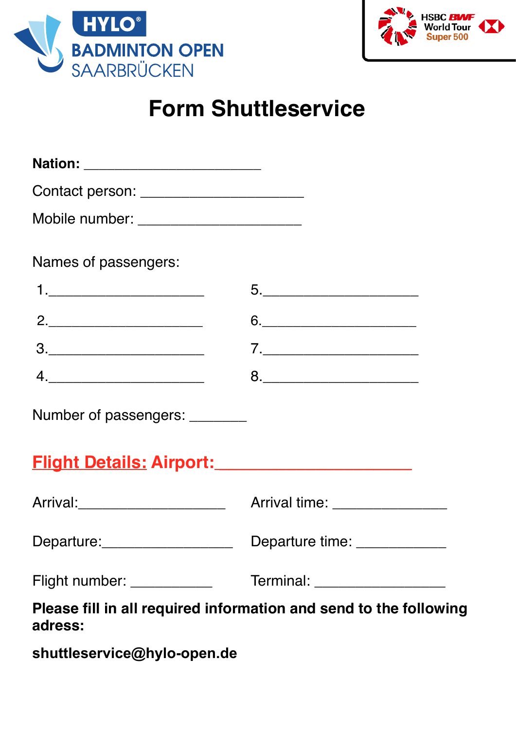HYLO® BADMINTON OPEN SAARBRÜCKEN

HSBC BWF World Tour Super 500

# Form Shuttleservice

**Nation:** ______________________

Contact person: ____________________

Mobile number: ____________________

Names of passengers:

1.____________________ 5.____________________

2.____________________ 6.____________________

3.____________________ 7.____________________

4.____________________ 8.____________________

Number of passengers: _______

## Flight Details: Airport:______________________

Arrival:__________________ Arrival time: ______________

Departure:________________ Departure time: ___________

Flight number: __________ Terminal: ________________

**Please fill in all required information and send to the following adress:**

**shuttleservice@hylo-open.de**